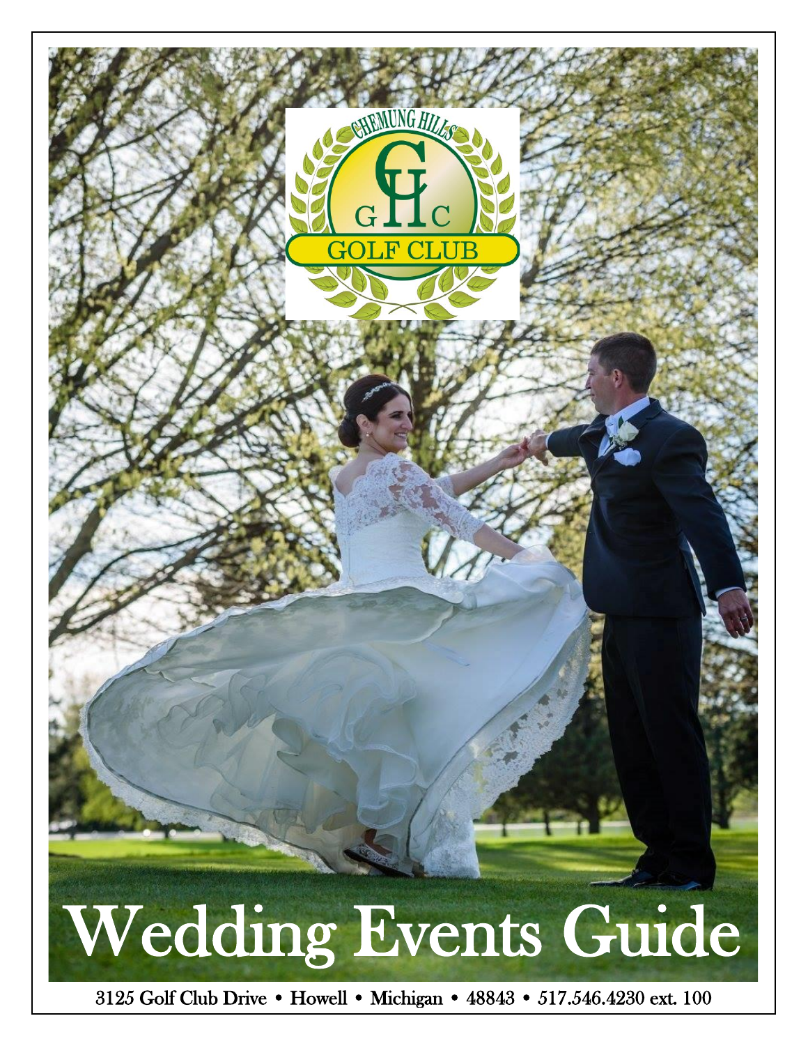CHEMUNG HILLS GOLF CLUB

# Wedding Events Guide

3125 Golf Club Drive • Howell • Michigan • 48843 • 517.546.4230 ext. 100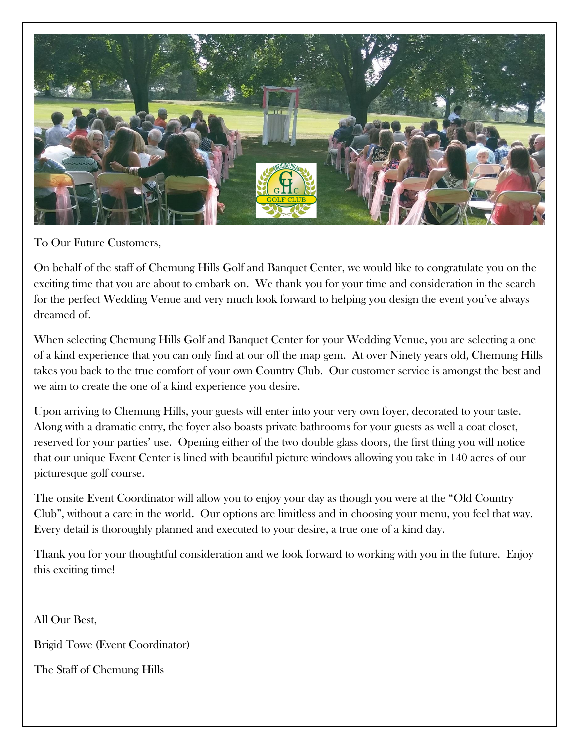To Our Future Customers,

On behalf of the staff of Chemung Hills Golf and Banquet Center, we would like to congratulate you on the exciting time that you are about to embark on. We thank you for your time and consideration in the search for the perfect Wedding Venue and very much look forward to helping you design the event you've always dreamed of.

When selecting Chemung Hills Golf and Banquet Center for your Wedding Venue, you are selecting a one of a kind experience that you can only find at our off the map gem. At over Ninety years old, Chemung Hills takes you back to the true comfort of your own Country Club. Our customer service is amongst the best and we aim to create the one of a kind experience you desire.

Upon arriving to Chemung Hills, your guests will enter into your very own foyer, decorated to your taste. Along with a dramatic entry, the foyer also boasts private bathrooms for your guests as well a coat closet, reserved for your parties' use. Opening either of the two double glass doors, the first thing you will notice that our unique Event Center is lined with beautiful picture windows allowing you take in 140 acres of our picturesque golf course.

The onsite Event Coordinator will allow you to enjoy your day as though you were at the "Old Country Club", without a care in the world. Our options are limitless and in choosing your menu, you feel that way. Every detail is thoroughly planned and executed to your desire, a true one of a kind day.

Thank you for your thoughtful consideration and we look forward to working with you in the future. Enjoy this exciting time!

All Our Best,

Brigid Towe (Event Coordinator)

The Staff of Chemung Hills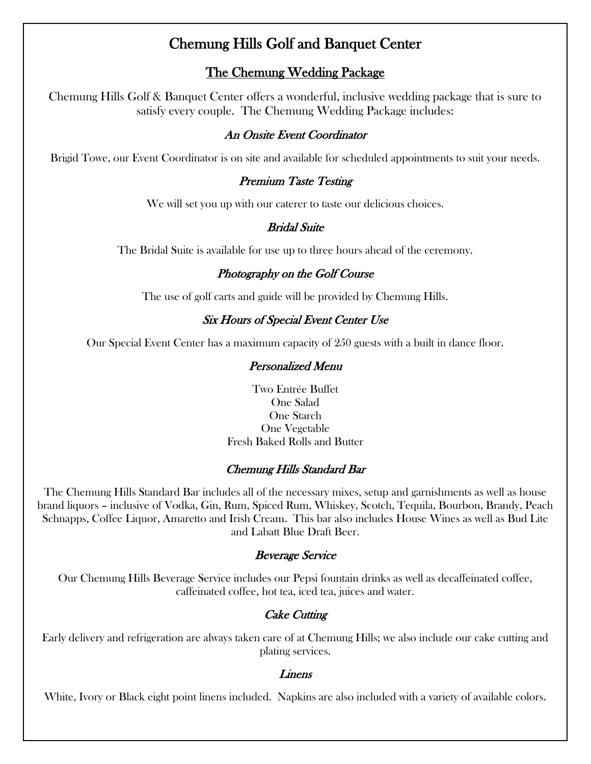# Chemung Hills Golf and Banquet Center

## The Chemung Wedding Package

Chemung Hills Golf & Banquet Center offers a wonderful, inclusive wedding package that is sure to satisfy every couple. The Chemung Wedding Package includes:

### *An Onsite Event Coordinator*

Brigid Towe, our Event Coordinator is on site and available for scheduled appointments to suit your needs.

### *Premium Taste Testing*

We will set you up with our caterer to taste our delicious choices.

### *Bridal Suite*

The Bridal Suite is available for use up to three hours ahead of the ceremony.

### *Photography on the Golf Course*

The use of golf carts and guide will be provided by Chemung Hills.

### *Six Hours of Special Event Center Use*

Our Special Event Center has a maximum capacity of 250 guests with a built in dance floor.

### *Personalized Menu*

Two Entrée Buffet
One Salad
One Starch
One Vegetable
Fresh Baked Rolls and Butter

### *Chemung Hills Standard Bar*

The Chemung Hills Standard Bar includes all of the necessary mixes, setup and garnishments as well as house brand liquors – inclusive of Vodka, Gin, Rum, Spiced Rum, Whiskey, Scotch, Tequila, Bourbon, Brandy, Peach Schnapps, Coffee Liquor, Amaretto and Irish Cream. This bar also includes House Wines as well as Bud Lite and Labatt Blue Draft Beer.

### *Beverage Service*

Our Chemung Hills Beverage Service includes our Pepsi fountain drinks as well as decaffeinated coffee, caffeinated coffee, hot tea, iced tea, juices and water.

### *Cake Cutting*

Early delivery and refrigeration are always taken care of at Chemung Hills; we also include our cake cutting and plating services.

### *Linens*

White, Ivory or Black eight point linens included. Napkins are also included with a variety of available colors.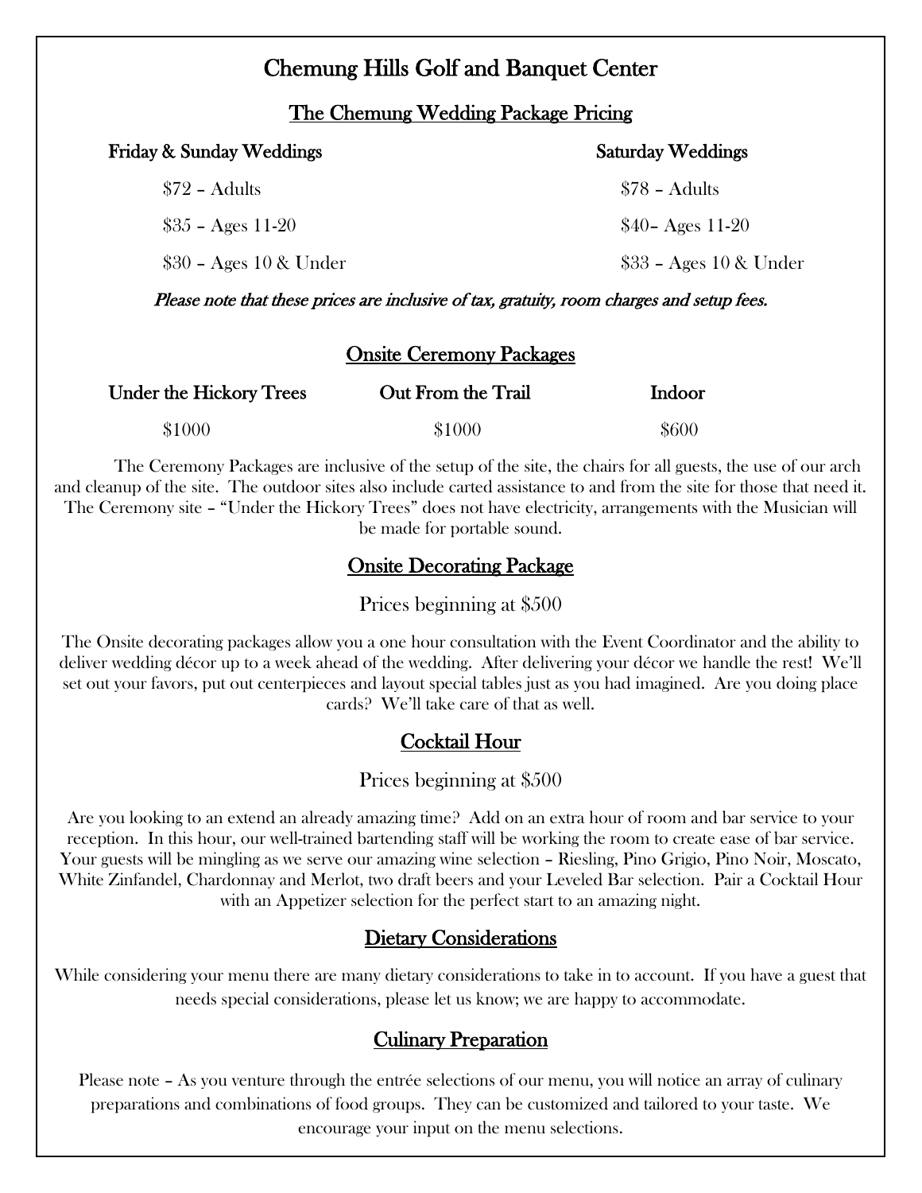# Chemung Hills Golf and Banquet Center

## The Chemung Wedding Package Pricing

| Friday & Sunday Weddings | Saturday Weddings |
|---|---|
| $72 – Adults | $78 – Adults |
| $35 – Ages 11-20 | $40– Ages 11-20 |
| $30 – Ages 10 & Under | $33 – Ages 10 & Under |

*Please note that these prices are inclusive of tax, gratuity, room charges and setup fees.*

## Onsite Ceremony Packages

| Under the Hickory Trees | Out From the Trail | Indoor |
|---|---|---|
| $1000 | $1000 | $600 |

The Ceremony Packages are inclusive of the setup of the site, the chairs for all guests, the use of our arch and cleanup of the site. The outdoor sites also include carted assistance to and from the site for those that need it. The Ceremony site – "Under the Hickory Trees" does not have electricity, arrangements with the Musician will be made for portable sound.

## Onsite Decorating Package

Prices beginning at $500

The Onsite decorating packages allow you a one hour consultation with the Event Coordinator and the ability to deliver wedding décor up to a week ahead of the wedding. After delivering your décor we handle the rest! We'll set out your favors, put out centerpieces and layout special tables just as you had imagined. Are you doing place cards? We'll take care of that as well.

## Cocktail Hour

Prices beginning at $500

Are you looking to an extend an already amazing time? Add on an extra hour of room and bar service to your reception. In this hour, our well-trained bartending staff will be working the room to create ease of bar service. Your guests will be mingling as we serve our amazing wine selection – Riesling, Pino Grigio, Pino Noir, Moscato, White Zinfandel, Chardonnay and Merlot, two draft beers and your Leveled Bar selection. Pair a Cocktail Hour with an Appetizer selection for the perfect start to an amazing night.

## Dietary Considerations

While considering your menu there are many dietary considerations to take in to account. If you have a guest that needs special considerations, please let us know; we are happy to accommodate.

## Culinary Preparation

Please note – As you venture through the entrée selections of our menu, you will notice an array of culinary preparations and combinations of food groups. They can be customized and tailored to your taste. We encourage your input on the menu selections.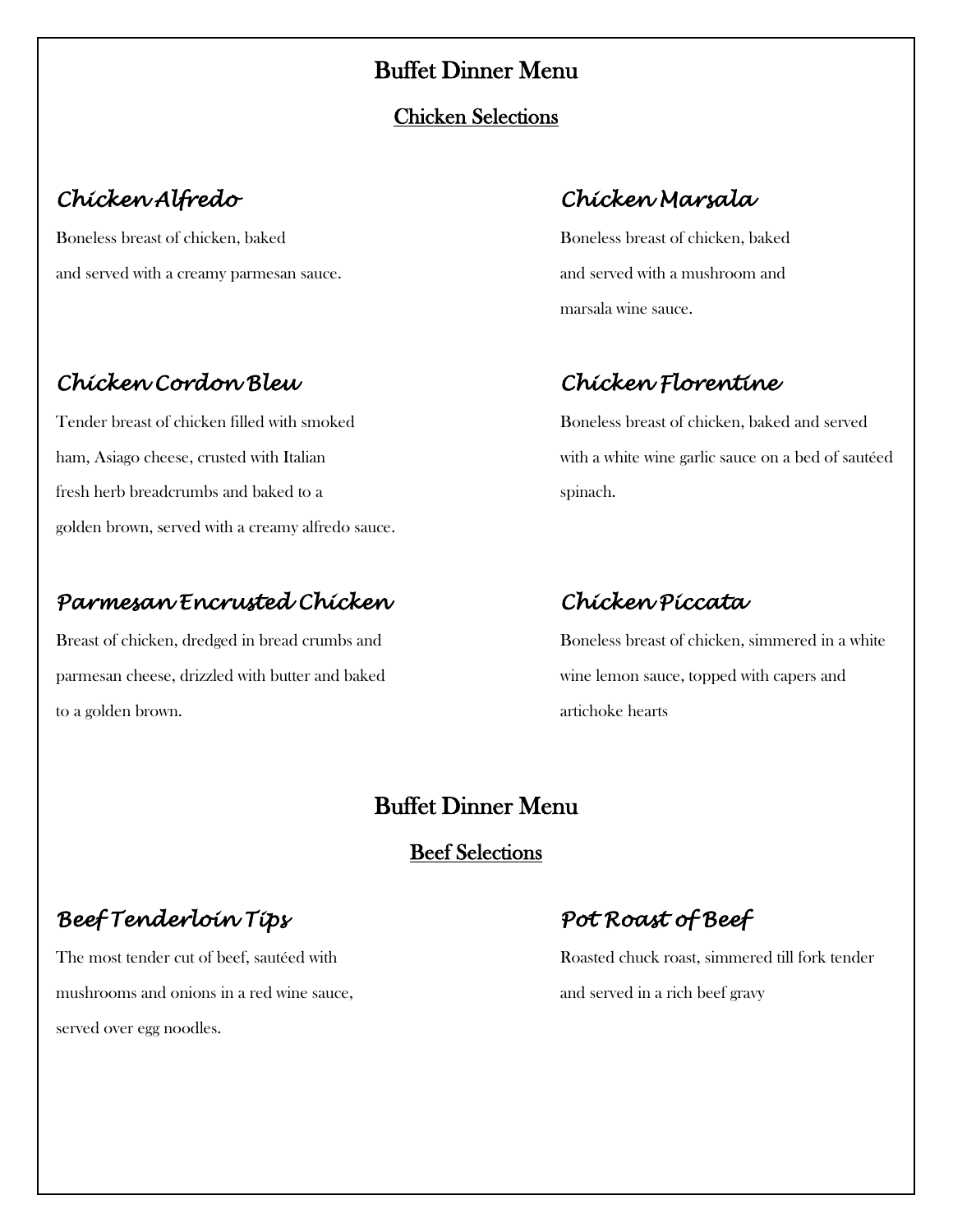# Buffet Dinner Menu

## Chicken Selections

### *Chicken Alfredo*

Boneless breast of chicken, baked and served with a creamy parmesan sauce.

### *Chicken Marsala*

Boneless breast of chicken, baked and served with a mushroom and marsala wine sauce.

### *Chicken Cordon Bleu*

Tender breast of chicken filled with smoked ham, Asiago cheese, crusted with Italian fresh herb breadcrumbs and baked to a golden brown, served with a creamy alfredo sauce.

### *Chicken Florentine*

Boneless breast of chicken, baked and served with a white wine garlic sauce on a bed of sautéed spinach.

### *Parmesan Encrusted Chicken*

Breast of chicken, dredged in bread crumbs and parmesan cheese, drizzled with butter and baked to a golden brown.

### *Chicken Piccata*

Boneless breast of chicken, simmered in a white wine lemon sauce, topped with capers and artichoke hearts

# Buffet Dinner Menu

## Beef Selections

### *Beef Tenderloin Tips*

The most tender cut of beef, sautéed with mushrooms and onions in a red wine sauce, served over egg noodles.

### *Pot Roast of Beef*

Roasted chuck roast, simmered till fork tender and served in a rich beef gravy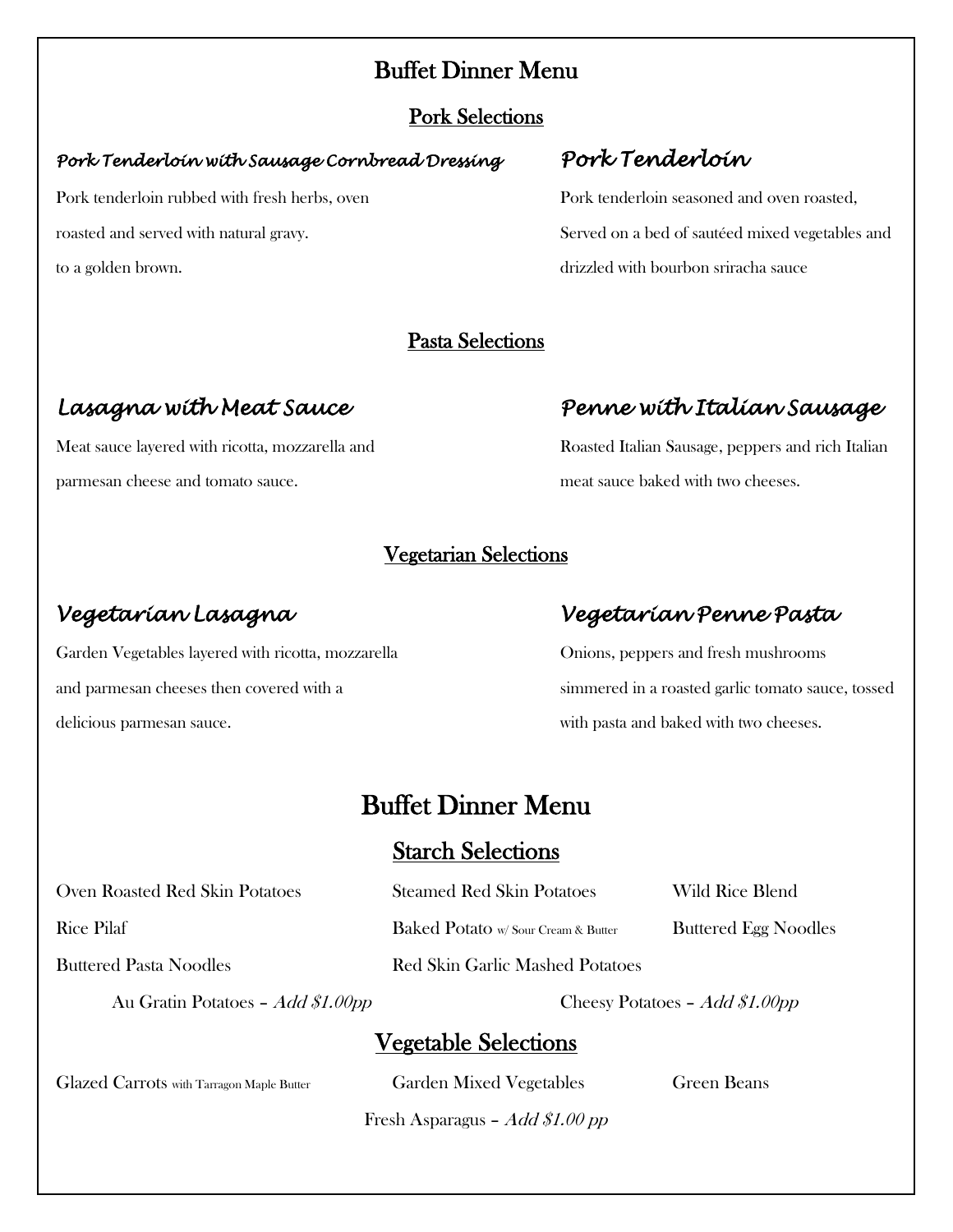# Buffet Dinner Menu

## Pork Selections

### *Pork Tenderloin with Sausage Cornbread Dressing*

Pork tenderloin rubbed with fresh herbs, oven roasted and served with natural gravy. to a golden brown.

### *Pork Tenderloin*

Pork tenderloin seasoned and oven roasted, Served on a bed of sautéed mixed vegetables and drizzled with bourbon sriracha sauce

## Pasta Selections

### *Lasagna with Meat Sauce*

Meat sauce layered with ricotta, mozzarella and parmesan cheese and tomato sauce.

### *Penne with Italian Sausage*

Roasted Italian Sausage, peppers and rich Italian meat sauce baked with two cheeses.

## Vegetarian Selections

### *Vegetarian Lasagna*

Garden Vegetables layered with ricotta, mozzarella and parmesan cheeses then covered with a delicious parmesan sauce.

### *Vegetarian Penne Pasta*

Onions, peppers and fresh mushrooms simmered in a roasted garlic tomato sauce, tossed with pasta and baked with two cheeses.

# Buffet Dinner Menu

## Starch Selections

- Oven Roasted Red Skin Potatoes
- Steamed Red Skin Potatoes
- Wild Rice Blend
- Rice Pilaf
- Baked Potato w/ Sour Cream & Butter
- Buttered Egg Noodles
- Buttered Pasta Noodles
- Red Skin Garlic Mashed Potatoes
- Au Gratin Potatoes – *Add $1.00pp*
- Cheesy Potatoes – *Add $1.00pp*

## Vegetable Selections

- Glazed Carrots with Tarragon Maple Butter
- Garden Mixed Vegetables
- Green Beans
- Fresh Asparagus – *Add $1.00 pp*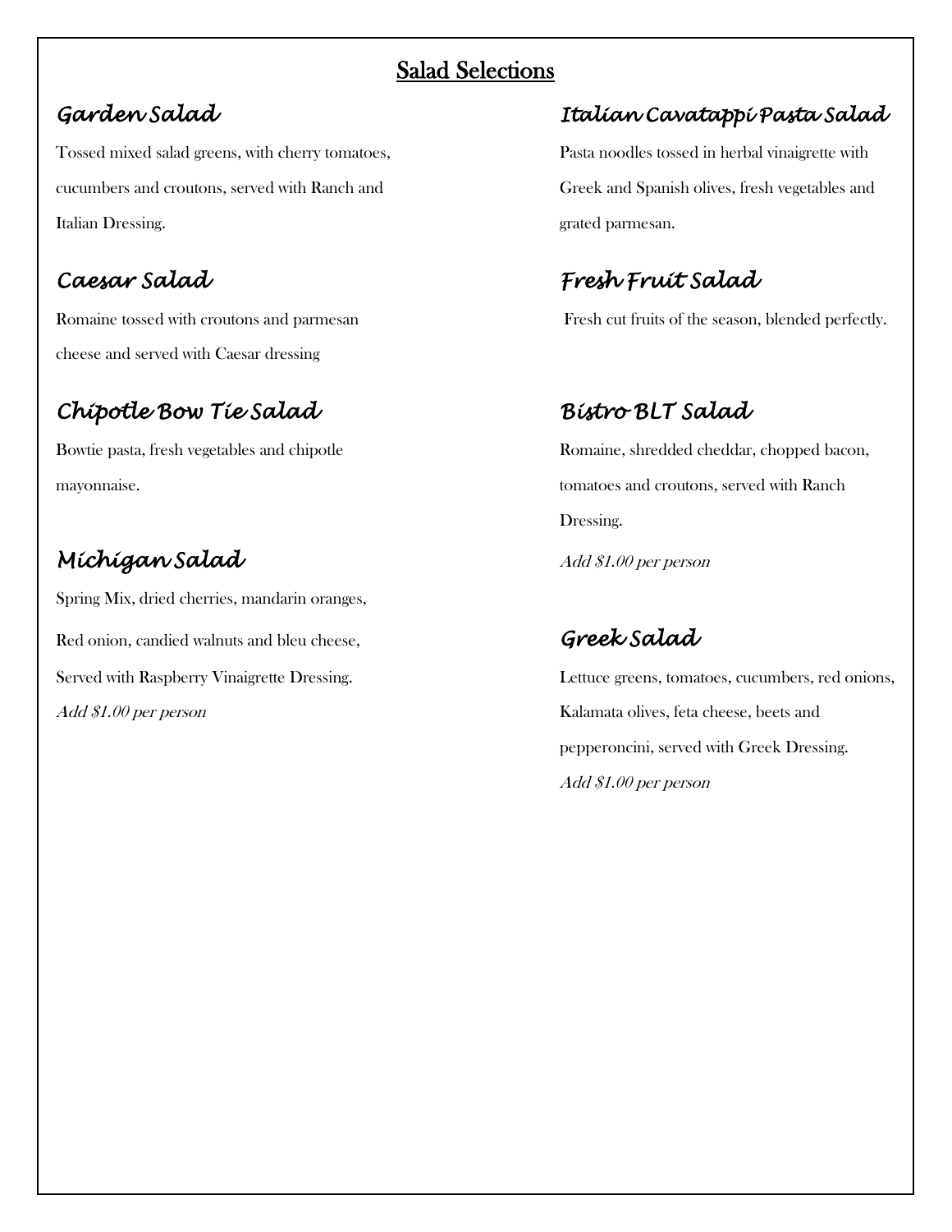# Salad Selections

## *Garden Salad*

Tossed mixed salad greens, with cherry tomatoes, cucumbers and croutons, served with Ranch and Italian Dressing.

## *Caesar Salad*

Romaine tossed with croutons and parmesan cheese and served with Caesar dressing

## *Chipotle Bow Tie Salad*

Bowtie pasta, fresh vegetables and chipotle mayonnaise.

## *Michigan Salad*

Spring Mix, dried cherries, mandarin oranges,

Red onion, candied walnuts and bleu cheese,

Served with Raspberry Vinaigrette Dressing.

*Add $1.00 per person*

## *Italian Cavatappi Pasta Salad*

Pasta noodles tossed in herbal vinaigrette with Greek and Spanish olives, fresh vegetables and grated parmesan.

## *Fresh Fruit Salad*

Fresh cut fruits of the season, blended perfectly.

## *Bistro BLT Salad*

Romaine, shredded cheddar, chopped bacon, tomatoes and croutons, served with Ranch Dressing.

*Add $1.00 per person*

## *Greek Salad*

Lettuce greens, tomatoes, cucumbers, red onions, Kalamata olives, feta cheese, beets and pepperoncini, served with Greek Dressing.

*Add $1.00 per person*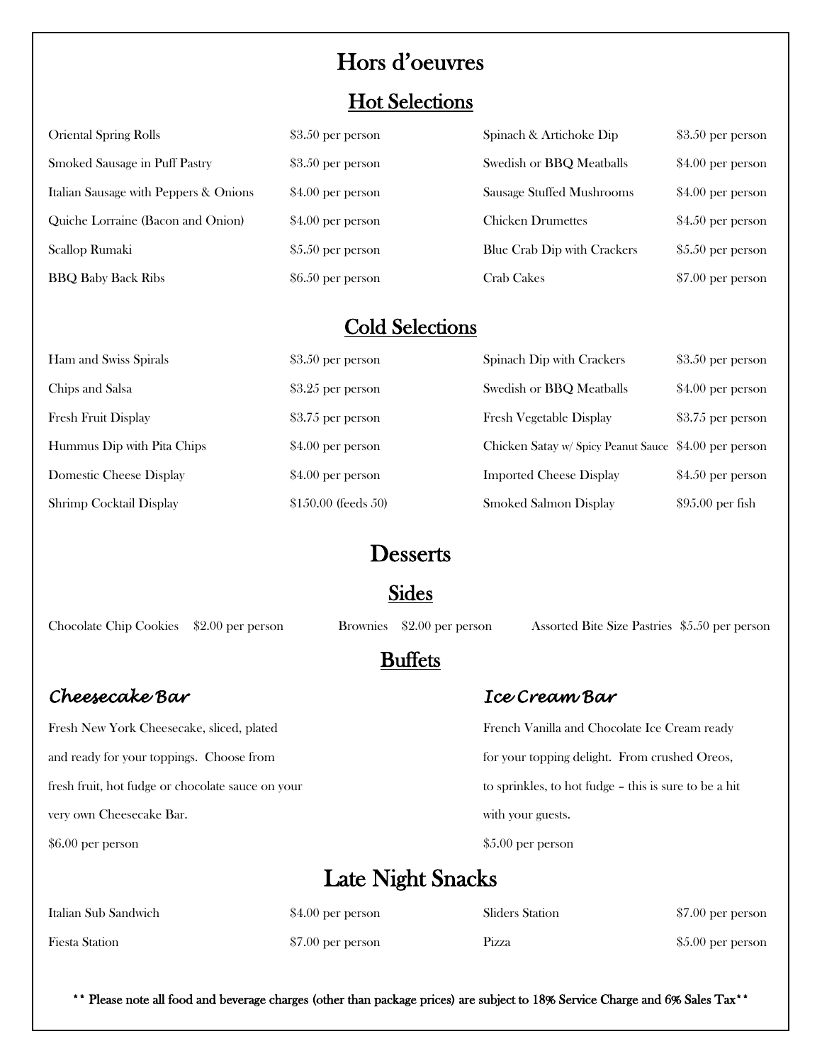# Hors d'oeuvres

## Hot Selections

| | | | |
|---|---|---|---|
| Oriental Spring Rolls | $3.50 per person | Spinach & Artichoke Dip | $3.50 per person |
| Smoked Sausage in Puff Pastry | $3.50 per person | Swedish or BBQ Meatballs | $4.00 per person |
| Italian Sausage with Peppers & Onions | $4.00 per person | Sausage Stuffed Mushrooms | $4.00 per person |
| Quiche Lorraine (Bacon and Onion) | $4.00 per person | Chicken Drumettes | $4.50 per person |
| Scallop Rumaki | $5.50 per person | Blue Crab Dip with Crackers | $5.50 per person |
| BBQ Baby Back Ribs | $6.50 per person | Crab Cakes | $7.00 per person |

## Cold Selections

| | | | |
|---|---|---|---|
| Ham and Swiss Spirals | $3.50 per person | Spinach Dip with Crackers | $3.50 per person |
| Chips and Salsa | $3.25 per person | Swedish or BBQ Meatballs | $4.00 per person |
| Fresh Fruit Display | $3.75 per person | Fresh Vegetable Display | $3.75 per person |
| Hummus Dip with Pita Chips | $4.00 per person | Chicken Satay w/ Spicy Peanut Sauce | $4.00 per person |
| Domestic Cheese Display | $4.00 per person | Imported Cheese Display | $4.50 per person |
| Shrimp Cocktail Display | $150.00 (feeds 50) | Smoked Salmon Display | $95.00 per fish |

# Desserts

## Sides

Chocolate Chip Cookies $2.00 per person

Brownies $2.00 per person

Assorted Bite Size Pastries $5.50 per person

## Buffets

### *Cheesecake Bar*

Fresh New York Cheesecake, sliced, plated and ready for your toppings. Choose from fresh fruit, hot fudge or chocolate sauce on your very own Cheesecake Bar.

$6.00 per person

### *Ice Cream Bar*

French Vanilla and Chocolate Ice Cream ready for your topping delight. From crushed Oreos, to sprinkles, to hot fudge – this is sure to be a hit with your guests.

$5.00 per person

# Late Night Snacks

| | | | |
|---|---|---|---|
| Italian Sub Sandwich | $4.00 per person | Sliders Station | $7.00 per person |
| Fiesta Station | $7.00 per person | Pizza | $5.00 per person |

**\*\* Please note all food and beverage charges (other than package prices) are subject to 18% Service Charge and 6% Sales Tax\*\***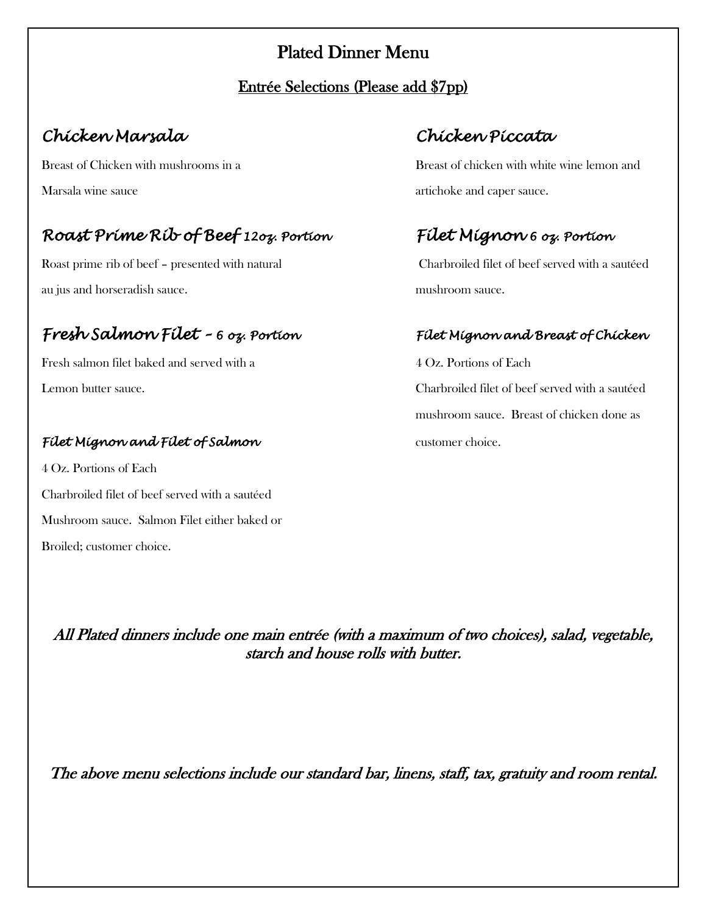# Plated Dinner Menu

## Entrée Selections (Please add $7pp)

### *Chicken Marsala*

Breast of Chicken with mushrooms in a Marsala wine sauce

### *Roast Prime Rib of Beef 12oz. Portion*

Roast prime rib of beef – presented with natural au jus and horseradish sauce.

### *Fresh Salmon Filet – 6 oz. Portion*

Fresh salmon filet baked and served with a Lemon butter sauce.

### *Filet Mignon and Filet of Salmon*

4 Oz. Portions of Each

Charbroiled filet of beef served with a sautéed Mushroom sauce. Salmon Filet either baked or Broiled; customer choice.

### *Chicken Piccata*

Breast of chicken with white wine lemon and artichoke and caper sauce.

### *Filet Mignon 6 oz. Portion*

Charbroiled filet of beef served with a sautéed mushroom sauce.

### *Filet Mignon and Breast of Chicken*

4 Oz. Portions of Each

Charbroiled filet of beef served with a sautéed mushroom sauce. Breast of chicken done as customer choice.

*All Plated dinners include one main entrée (with a maximum of two choices), salad, vegetable, starch and house rolls with butter.*

*The above menu selections include our standard bar, linens, staff, tax, gratuity and room rental.*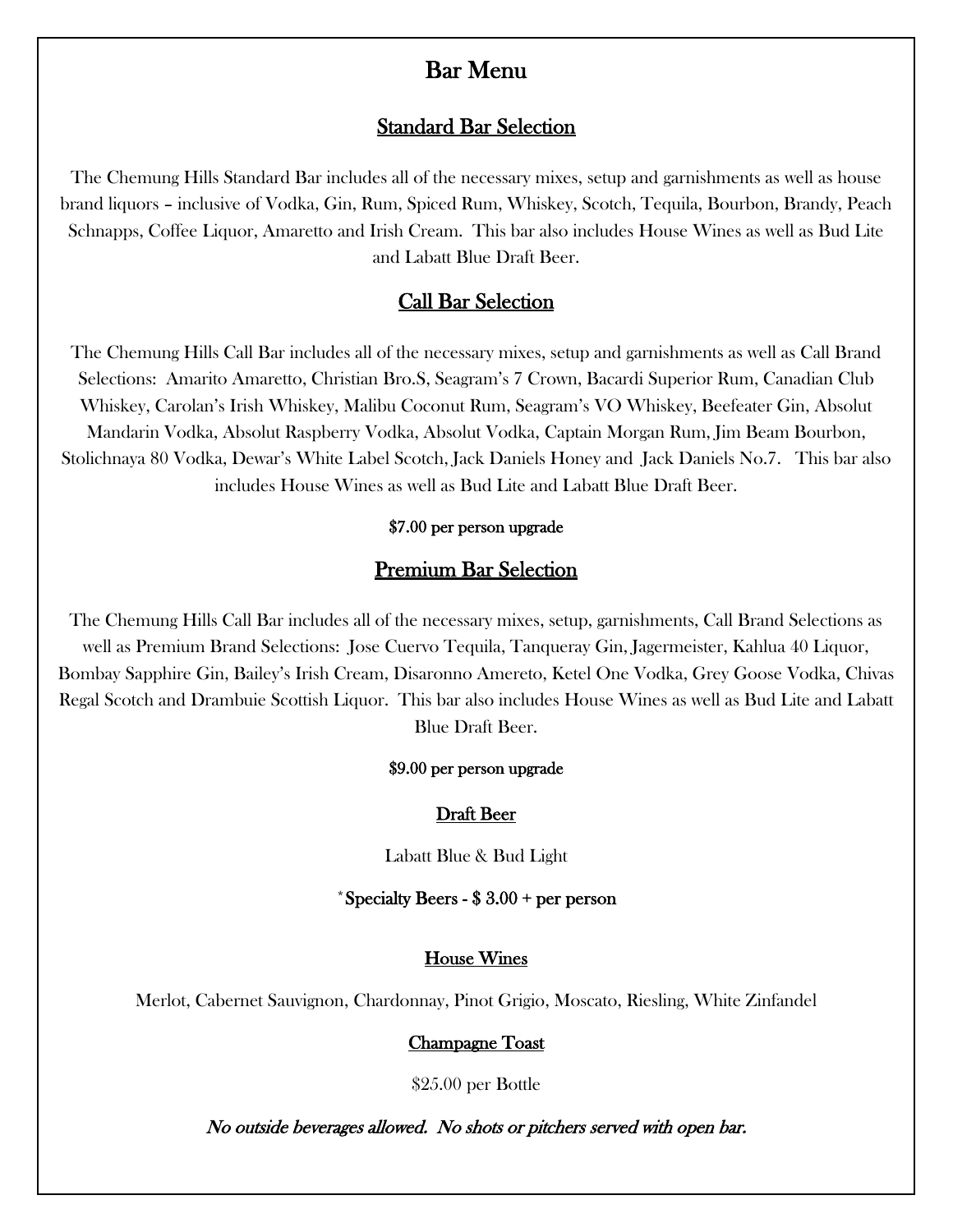# Bar Menu

## Standard Bar Selection

The Chemung Hills Standard Bar includes all of the necessary mixes, setup and garnishments as well as house brand liquors – inclusive of Vodka, Gin, Rum, Spiced Rum, Whiskey, Scotch, Tequila, Bourbon, Brandy, Peach Schnapps, Coffee Liquor, Amaretto and Irish Cream. This bar also includes House Wines as well as Bud Lite and Labatt Blue Draft Beer.

## Call Bar Selection

The Chemung Hills Call Bar includes all of the necessary mixes, setup and garnishments as well as Call Brand Selections: Amarito Amaretto, Christian Bro.S, Seagram's 7 Crown, Bacardi Superior Rum, Canadian Club Whiskey, Carolan's Irish Whiskey, Malibu Coconut Rum, Seagram's VO Whiskey, Beefeater Gin, Absolut Mandarin Vodka, Absolut Raspberry Vodka, Absolut Vodka, Captain Morgan Rum, Jim Beam Bourbon, Stolichnaya 80 Vodka, Dewar's White Label Scotch, Jack Daniels Honey and Jack Daniels No.7. This bar also includes House Wines as well as Bud Lite and Labatt Blue Draft Beer.

**$7.00 per person upgrade**

## Premium Bar Selection

The Chemung Hills Call Bar includes all of the necessary mixes, setup, garnishments, Call Brand Selections as well as Premium Brand Selections: Jose Cuervo Tequila, Tanqueray Gin, Jagermeister, Kahlua 40 Liquor, Bombay Sapphire Gin, Bailey's Irish Cream, Disaronno Amereto, Ketel One Vodka, Grey Goose Vodka, Chivas Regal Scotch and Drambuie Scottish Liquor. This bar also includes House Wines as well as Bud Lite and Labatt Blue Draft Beer.

**$9.00 per person upgrade**

### Draft Beer

Labatt Blue & Bud Light

**\*Specialty Beers - $ 3.00 + per person**

### House Wines

Merlot, Cabernet Sauvignon, Chardonnay, Pinot Grigio, Moscato, Riesling, White Zinfandel

### Champagne Toast

$25.00 per Bottle

*No outside beverages allowed. No shots or pitchers served with open bar.*